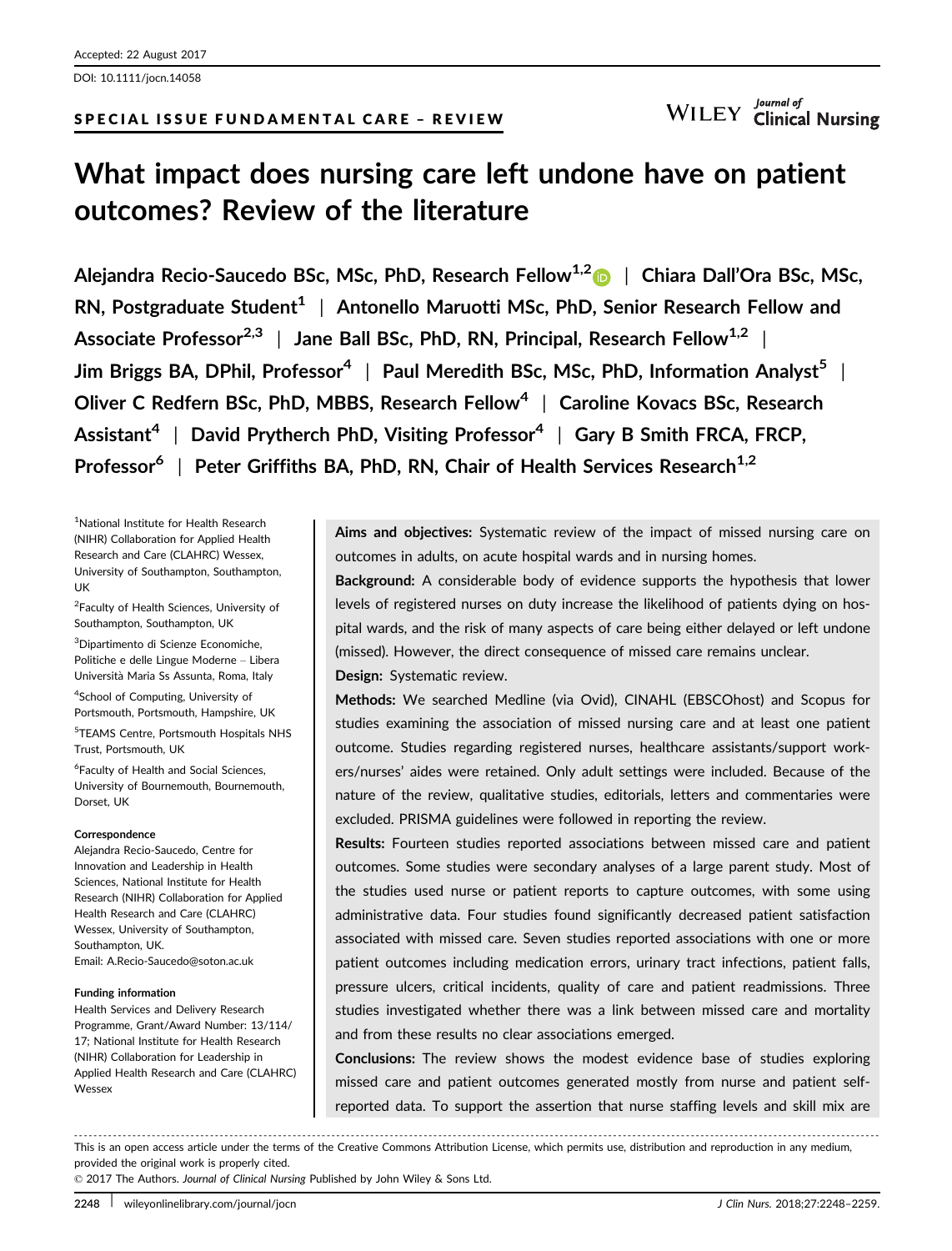Accepted: 22 August 2017

DOI: 10.1111/jocn.14058

SPECIAL ISSUE FUNDAMENTAL CARE – REVIEW

# What impact does nursing care left undone have on patient outcomes? Review of the literature

**Alejandra Recio-Saucedo BSc, MSc, PhD, Research Fellow[1,2] | Chiara Dall'Ora BSc, MSc, RN, Postgraduate Student[1] | Antonello Maruotti MSc, PhD, Senior Research Fellow and Associate Professor[2,3] | Jane Ball BSc, PhD, RN, Principal, Research Fellow[1,2] | Jim Briggs BA, DPhil, Professor[4] | Paul Meredith BSc, MSc, PhD, Information Analyst[5] | Oliver C Redfern BSc, PhD, MBBS, Research Fellow[4] | Caroline Kovacs BSc, Research Assistant[4] | David Prytherch PhD, Visiting Professor[4] | Gary B Smith FRCA, FRCP, Professor[6] | Peter Griffiths BA, PhD, RN, Chair of Health Services Research[1,2]**

[1]National Institute for Health Research (NIHR) Collaboration for Applied Health Research and Care (CLAHRC) Wessex, University of Southampton, Southampton, UK

[2]Faculty of Health Sciences, University of Southampton, Southampton, UK

[3]Dipartimento di Scienze Economiche, Politiche e delle Lingue Moderne – Libera Università Maria Ss Assunta, Roma, Italy

[4]School of Computing, University of Portsmouth, Portsmouth, Hampshire, UK

[5]TEAMS Centre, Portsmouth Hospitals NHS Trust, Portsmouth, UK

[6]Faculty of Health and Social Sciences, University of Bournemouth, Bournemouth, Dorset, UK

**Correspondence**

Alejandra Recio-Saucedo, Centre for Innovation and Leadership in Health Sciences, National Institute for Health Research (NIHR) Collaboration for Applied Health Research and Care (CLAHRC) Wessex, University of Southampton, Southampton, UK.
Email: A.Recio-Saucedo@soton.ac.uk

**Funding information**

Health Services and Delivery Research Programme, Grant/Award Number: 13/114/17; National Institute for Health Research (NIHR) Collaboration for Leadership in Applied Health Research and Care (CLAHRC) Wessex

**Aims and objectives:** Systematic review of the impact of missed nursing care on outcomes in adults, on acute hospital wards and in nursing homes.

**Background:** A considerable body of evidence supports the hypothesis that lower levels of registered nurses on duty increase the likelihood of patients dying on hospital wards, and the risk of many aspects of care being either delayed or left undone (missed). However, the direct consequence of missed care remains unclear.

**Design:** Systematic review.

**Methods:** We searched Medline (via Ovid), CINAHL (EBSCOhost) and Scopus for studies examining the association of missed nursing care and at least one patient outcome. Studies regarding registered nurses, healthcare assistants/support workers/nurses' aides were retained. Only adult settings were included. Because of the nature of the review, qualitative studies, editorials, letters and commentaries were excluded. PRISMA guidelines were followed in reporting the review.

**Results:** Fourteen studies reported associations between missed care and patient outcomes. Some studies were secondary analyses of a large parent study. Most of the studies used nurse or patient reports to capture outcomes, with some using administrative data. Four studies found significantly decreased patient satisfaction associated with missed care. Seven studies reported associations with one or more patient outcomes including medication errors, urinary tract infections, patient falls, pressure ulcers, critical incidents, quality of care and patient readmissions. Three studies investigated whether there was a link between missed care and mortality and from these results no clear associations emerged.

**Conclusions:** The review shows the modest evidence base of studies exploring missed care and patient outcomes generated mostly from nurse and patient self-reported data. To support the assertion that nurse staffing levels and skill mix are

This is an open access article under the terms of the Creative Commons Attribution License, which permits use, distribution and reproduction in any medium, provided the original work is properly cited.

© 2017 The Authors. *Journal of Clinical Nursing* Published by John Wiley & Sons Ltd.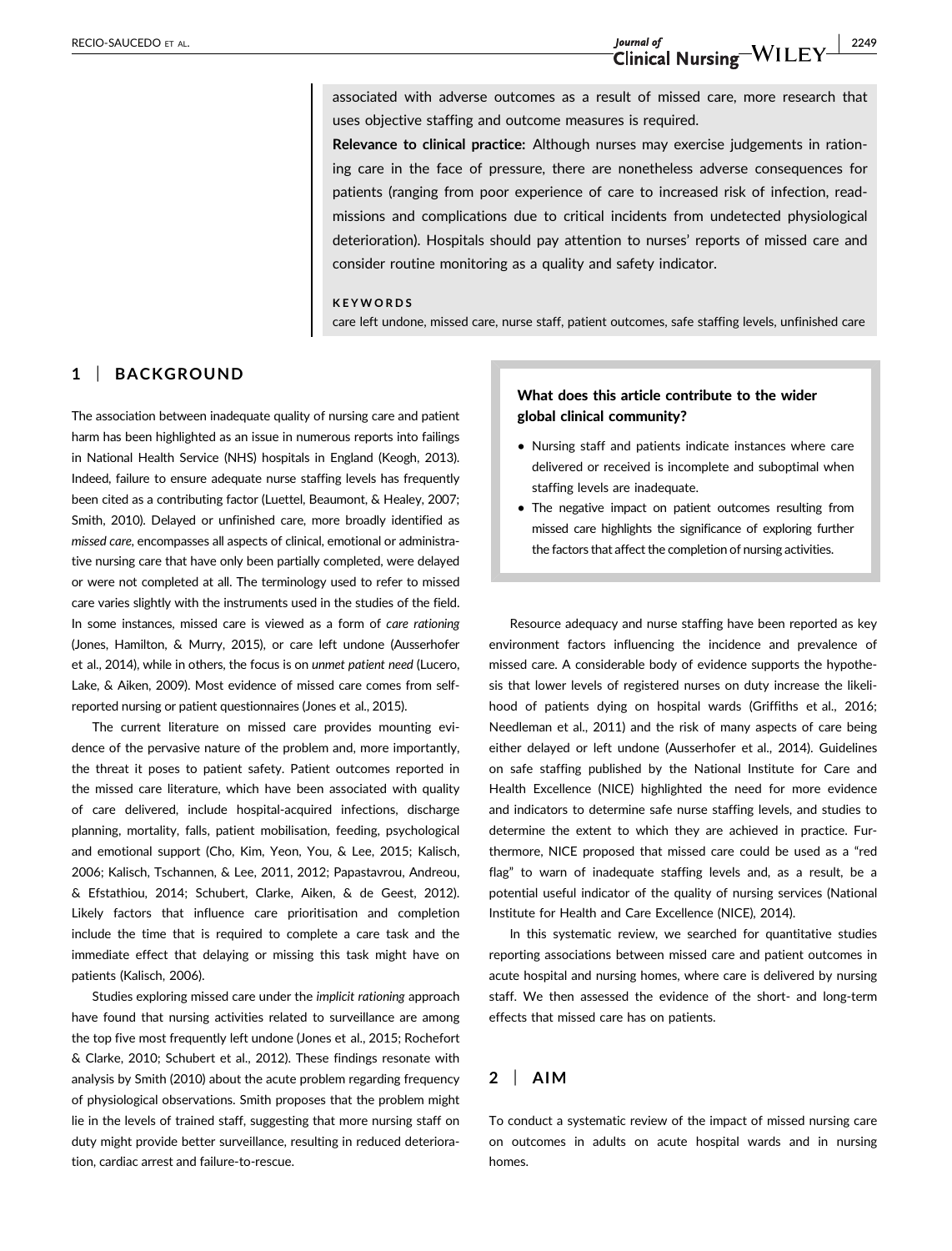associated with adverse outcomes as a result of missed care, more research that uses objective staffing and outcome measures is required.

**Relevance to clinical practice:** Although nurses may exercise judgements in rationing care in the face of pressure, there are nonetheless adverse consequences for patients (ranging from poor experience of care to increased risk of infection, readmissions and complications due to critical incidents from undetected physiological deterioration). Hospitals should pay attention to nurses' reports of missed care and consider routine monitoring as a quality and safety indicator.

**KEYWORDS**

care left undone, missed care, nurse staff, patient outcomes, safe staffing levels, unfinished care

## 1 | BACKGROUND

The association between inadequate quality of nursing care and patient harm has been highlighted as an issue in numerous reports into failings in National Health Service (NHS) hospitals in England (Keogh, 2013). Indeed, failure to ensure adequate nurse staffing levels has frequently been cited as a contributing factor (Luettel, Beaumont, & Healey, 2007; Smith, 2010). Delayed or unfinished care, more broadly identified as *missed care*, encompasses all aspects of clinical, emotional or administrative nursing care that have only been partially completed, were delayed or were not completed at all. The terminology used to refer to missed care varies slightly with the instruments used in the studies of the field. In some instances, missed care is viewed as a form of *care rationing* (Jones, Hamilton, & Murry, 2015), or care left undone (Ausserhofer et al., 2014), while in others, the focus is on *unmet patient need* (Lucero, Lake, & Aiken, 2009). Most evidence of missed care comes from self-reported nursing or patient questionnaires (Jones et al., 2015).

The current literature on missed care provides mounting evidence of the pervasive nature of the problem and, more importantly, the threat it poses to patient safety. Patient outcomes reported in the missed care literature, which have been associated with quality of care delivered, include hospital-acquired infections, discharge planning, mortality, falls, patient mobilisation, feeding, psychological and emotional support (Cho, Kim, Yeon, You, & Lee, 2015; Kalisch, 2006; Kalisch, Tschannen, & Lee, 2011, 2012; Papastavrou, Andreou, & Efstathiou, 2014; Schubert, Clarke, Aiken, & de Geest, 2012). Likely factors that influence care prioritisation and completion include the time that is required to complete a care task and the immediate effect that delaying or missing this task might have on patients (Kalisch, 2006).

Studies exploring missed care under the *implicit rationing* approach have found that nursing activities related to surveillance are among the top five most frequently left undone (Jones et al., 2015; Rochefort & Clarke, 2010; Schubert et al., 2012). These findings resonate with analysis by Smith (2010) about the acute problem regarding frequency of physiological observations. Smith proposes that the problem might lie in the levels of trained staff, suggesting that more nursing staff on duty might provide better surveillance, resulting in reduced deterioration, cardiac arrest and failure-to-rescue.

**What does this article contribute to the wider global clinical community?**

- Nursing staff and patients indicate instances where care delivered or received is incomplete and suboptimal when staffing levels are inadequate.
- The negative impact on patient outcomes resulting from missed care highlights the significance of exploring further the factors that affect the completion of nursing activities.

Resource adequacy and nurse staffing have been reported as key environment factors influencing the incidence and prevalence of missed care. A considerable body of evidence supports the hypothesis that lower levels of registered nurses on duty increase the likelihood of patients dying on hospital wards (Griffiths et al., 2016; Needleman et al., 2011) and the risk of many aspects of care being either delayed or left undone (Ausserhofer et al., 2014). Guidelines on safe staffing published by the National Institute for Care and Health Excellence (NICE) highlighted the need for more evidence and indicators to determine safe nurse staffing levels, and studies to determine the extent to which they are achieved in practice. Furthermore, NICE proposed that missed care could be used as a "red flag" to warn of inadequate staffing levels and, as a result, be a potential useful indicator of the quality of nursing services (National Institute for Health and Care Excellence (NICE), 2014).

In this systematic review, we searched for quantitative studies reporting associations between missed care and patient outcomes in acute hospital and nursing homes, where care is delivered by nursing staff. We then assessed the evidence of the short- and long-term effects that missed care has on patients.

## 2 | AIM

To conduct a systematic review of the impact of missed nursing care on outcomes in adults on acute hospital wards and in nursing homes.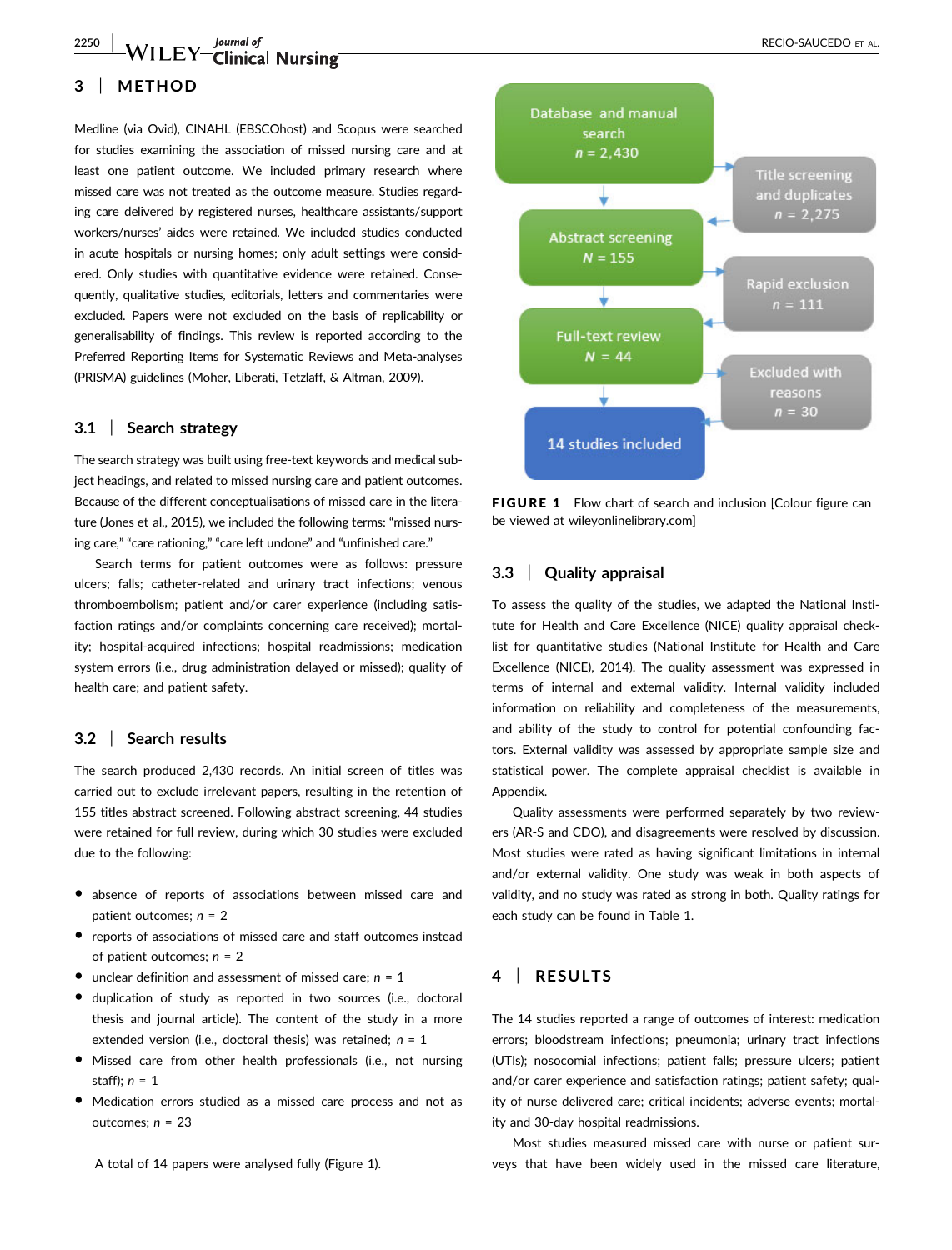# 3 | METHOD

Medline (via Ovid), CINAHL (EBSCOhost) and Scopus were searched for studies examining the association of missed nursing care and at least one patient outcome. We included primary research where missed care was not treated as the outcome measure. Studies regarding care delivered by registered nurses, healthcare assistants/support workers/nurses' aides were retained. We included studies conducted in acute hospitals or nursing homes; only adult settings were considered. Only studies with quantitative evidence were retained. Consequently, qualitative studies, editorials, letters and commentaries were excluded. Papers were not excluded on the basis of replicability or generalisability of findings. This review is reported according to the Preferred Reporting Items for Systematic Reviews and Meta-analyses (PRISMA) guidelines (Moher, Liberati, Tetzlaff, & Altman, 2009).

## 3.1 | Search strategy

The search strategy was built using free-text keywords and medical subject headings, and related to missed nursing care and patient outcomes. Because of the different conceptualisations of missed care in the literature (Jones et al., 2015), we included the following terms: "missed nursing care," "care rationing," "care left undone" and "unfinished care."

Search terms for patient outcomes were as follows: pressure ulcers; falls; catheter-related and urinary tract infections; venous thromboembolism; patient and/or carer experience (including satisfaction ratings and/or complaints concerning care received); mortality; hospital-acquired infections; hospital readmissions; medication system errors (i.e., drug administration delayed or missed); quality of health care; and patient safety.

## 3.2 | Search results

The search produced 2,430 records. An initial screen of titles was carried out to exclude irrelevant papers, resulting in the retention of 155 titles abstract screened. Following abstract screening, 44 studies were retained for full review, during which 30 studies were excluded due to the following:

- absence of reports of associations between missed care and patient outcomes; *n* = 2
- reports of associations of missed care and staff outcomes instead of patient outcomes; *n* = 2
- unclear definition and assessment of missed care; *n* = 1
- duplication of study as reported in two sources (i.e., doctoral thesis and journal article). The content of the study in a more extended version (i.e., doctoral thesis) was retained; *n* = 1
- Missed care from other health professionals (i.e., not nursing staff); *n* = 1
- Medication errors studied as a missed care process and not as outcomes; *n* = 23

A total of 14 papers were analysed fully (Figure 1).

Database and manual search *n* = 2,430 → Title screening and duplicates *n* = 2,275

Abstract screening *N* = 155 → Rapid exclusion *n* = 111

Full-text review *N* = 44 → Excluded with reasons *n* = 30

14 studies included

**FIGURE 1** Flow chart of search and inclusion [Colour figure can be viewed at wileyonlinelibrary.com]

## 3.3 | Quality appraisal

To assess the quality of the studies, we adapted the National Institute for Health and Care Excellence (NICE) quality appraisal checklist for quantitative studies (National Institute for Health and Care Excellence (NICE), 2014). The quality assessment was expressed in terms of internal and external validity. Internal validity included information on reliability and completeness of the measurements, and ability of the study to control for potential confounding factors. External validity was assessed by appropriate sample size and statistical power. The complete appraisal checklist is available in Appendix.

Quality assessments were performed separately by two reviewers (AR-S and CDO), and disagreements were resolved by discussion. Most studies were rated as having significant limitations in internal and/or external validity. One study was weak in both aspects of validity, and no study was rated as strong in both. Quality ratings for each study can be found in Table 1.

# 4 | RESULTS

The 14 studies reported a range of outcomes of interest: medication errors; bloodstream infections; pneumonia; urinary tract infections (UTIs); nosocomial infections; patient falls; pressure ulcers; patient and/or carer experience and satisfaction ratings; patient safety; quality of nurse delivered care; critical incidents; adverse events; mortality and 30-day hospital readmissions.

Most studies measured missed care with nurse or patient surveys that have been widely used in the missed care literature,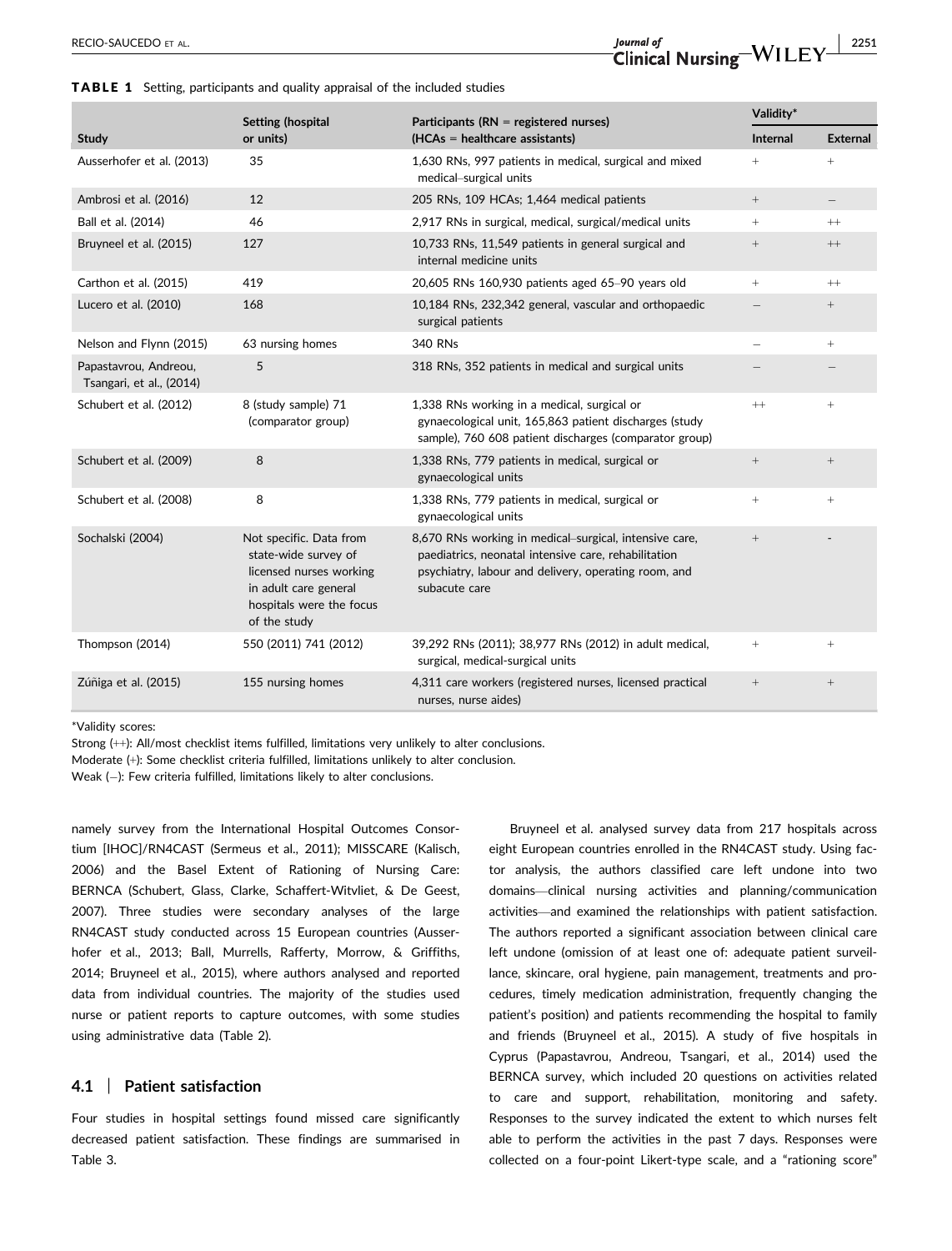**TABLE 1** Setting, participants and quality appraisal of the included studies

| Study | Setting (hospital or units) | Participants (RN = registered nurses) (HCAs = healthcare assistants) | Validity* | |
|---|---|---|---|---|
| | | | Internal | External |
| Ausserhofer et al. (2013) | 35 | 1,630 RNs, 997 patients in medical, surgical and mixed medical–surgical units | + | + |
| Ambrosi et al. (2016) | 12 | 205 RNs, 109 HCAs; 1,464 medical patients | + | – |
| Ball et al. (2014) | 46 | 2,917 RNs in surgical, medical, surgical/medical units | + | ++ |
| Bruyneel et al. (2015) | 127 | 10,733 RNs, 11,549 patients in general surgical and internal medicine units | + | ++ |
| Carthon et al. (2015) | 419 | 20,605 RNs 160,930 patients aged 65–90 years old | + | ++ |
| Lucero et al. (2010) | 168 | 10,184 RNs, 232,342 general, vascular and orthopaedic surgical patients | – | + |
| Nelson and Flynn (2015) | 63 nursing homes | 340 RNs | – | + |
| Papastavrou, Andreou, Tsangari, et al. (2014) | 5 | 318 RNs, 352 patients in medical and surgical units | – | – |
| Schubert et al. (2012) | 8 (study sample) 71 (comparator group) | 1,338 RNs working in a medical, surgical or gynaecological unit, 165,863 patient discharges (study sample), 760 608 patient discharges (comparator group) | ++ | + |
| Schubert et al. (2009) | 8 | 1,338 RNs, 779 patients in medical, surgical or gynaecological units | + | + |
| Schubert et al. (2008) | 8 | 1,338 RNs, 779 patients in medical, surgical or gynaecological units | + | + |
| Sochalski (2004) | Not specific. Data from state-wide survey of licensed nurses working in adult care general hospitals were the focus of the study | 8,670 RNs working in medical–surgical, intensive care, paediatrics, neonatal intensive care, rehabilitation psychiatry, labour and delivery, operating room, and subacute care | + | - |
| Thompson (2014) | 550 (2011) 741 (2012) | 39,292 RNs (2011); 38,977 RNs (2012) in adult medical, surgical, medical-surgical units | + | + |
| Zúñiga et al. (2015) | 155 nursing homes | 4,311 care workers (registered nurses, licensed practical nurses, nurse aides) | + | + |

*Validity scores:
Strong (++): All/most checklist items fulfilled, limitations very unlikely to alter conclusions.
Moderate (+): Some checklist criteria fulfilled, limitations unlikely to alter conclusion.
Weak (–): Few criteria fulfilled, limitations likely to alter conclusions.

namely survey from the International Hospital Outcomes Consortium [IHOC]/RN4CAST (Sermeus et al., 2011); MISSCARE (Kalisch, 2006) and the Basel Extent of Rationing of Nursing Care: BERNCA (Schubert, Glass, Clarke, Schaffert-Witvliet, & De Geest, 2007). Three studies were secondary analyses of the large RN4CAST study conducted across 15 European countries (Ausserhofer et al., 2013; Ball, Murrells, Rafferty, Morrow, & Griffiths, 2014; Bruyneel et al., 2015), where authors analysed and reported data from individual countries. The majority of the studies used nurse or patient reports to capture outcomes, with some studies using administrative data (Table 2).

### 4.1 | Patient satisfaction

Four studies in hospital settings found missed care significantly decreased patient satisfaction. These findings are summarised in Table 3.

Bruyneel et al. analysed survey data from 217 hospitals across eight European countries enrolled in the RN4CAST study. Using factor analysis, the authors classified care left undone into two domains—clinical nursing activities and planning/communication activities—and examined the relationships with patient satisfaction. The authors reported a significant association between clinical care left undone (omission of at least one of: adequate patient surveillance, skincare, oral hygiene, pain management, treatments and procedures, timely medication administration, frequently changing the patient's position) and patients recommending the hospital to family and friends (Bruyneel et al., 2015). A study of five hospitals in Cyprus (Papastavrou, Andreou, Tsangari, et al., 2014) used the BERNCA survey, which included 20 questions on activities related to care and support, rehabilitation, monitoring and safety. Responses to the survey indicated the extent to which nurses felt able to perform the activities in the past 7 days. Responses were collected on a four-point Likert-type scale, and a "rationing score"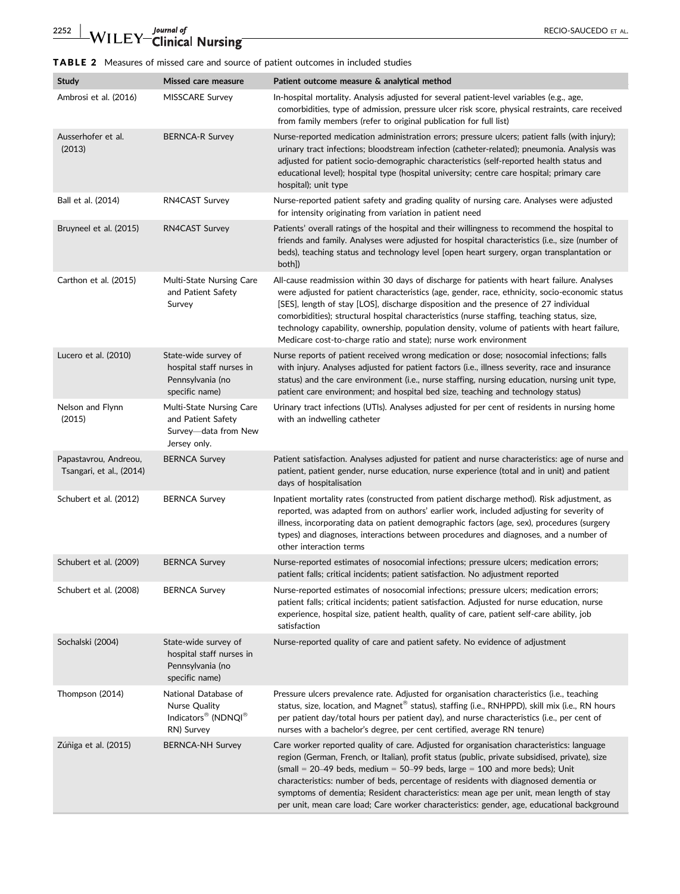**TABLE 2** Measures of missed care and source of patient outcomes in included studies

| Study | Missed care measure | Patient outcome measure & analytical method |
|---|---|---|
| Ambrosi et al. (2016) | MISSCARE Survey | In-hospital mortality. Analysis adjusted for several patient-level variables (e.g., age, comorbidities, type of admission, pressure ulcer risk score, physical restraints, care received from family members (refer to original publication for full list) |
| Ausserhofer et al. (2013) | BERNCA-R Survey | Nurse-reported medication administration errors; pressure ulcers; patient falls (with injury); urinary tract infections; bloodstream infection (catheter-related); pneumonia. Analysis was adjusted for patient socio-demographic characteristics (self-reported health status and educational level); hospital type (hospital university; centre care hospital; primary care hospital); unit type |
| Ball et al. (2014) | RN4CAST Survey | Nurse-reported patient safety and grading quality of nursing care. Analyses were adjusted for intensity originating from variation in patient need |
| Bruyneel et al. (2015) | RN4CAST Survey | Patients' overall ratings of the hospital and their willingness to recommend the hospital to friends and family. Analyses were adjusted for hospital characteristics (i.e., size (number of beds), teaching status and technology level [open heart surgery, organ transplantation or both]) |
| Carthon et al. (2015) | Multi-State Nursing Care and Patient Safety Survey | All-cause readmission within 30 days of discharge for patients with heart failure. Analyses were adjusted for patient characteristics (age, gender, race, ethnicity, socio-economic status [SES], length of stay [LOS], discharge disposition and the presence of 27 individual comorbidities); structural hospital characteristics (nurse staffing, teaching status, size, technology capability, ownership, population density, volume of patients with heart failure, Medicare cost-to-charge ratio and state); nurse work environment |
| Lucero et al. (2010) | State-wide survey of hospital staff nurses in Pennsylvania (no specific name) | Nurse reports of patient received wrong medication or dose; nosocomial infections; falls with injury. Analyses adjusted for patient factors (i.e., illness severity, race and insurance status) and the care environment (i.e., nurse staffing, nursing education, nursing unit type, patient care environment; and hospital bed size, teaching and technology status) |
| Nelson and Flynn (2015) | Multi-State Nursing Care and Patient Safety Survey—data from New Jersey only. | Urinary tract infections (UTIs). Analyses adjusted for per cent of residents in nursing home with an indwelling catheter |
| Papastavrou, Andreou, Tsangari, et al., (2014) | BERNCA Survey | Patient satisfaction. Analyses adjusted for patient and nurse characteristics: age of nurse and patient, patient gender, nurse education, nurse experience (total and in unit) and patient days of hospitalisation |
| Schubert et al. (2012) | BERNCA Survey | Inpatient mortality rates (constructed from patient discharge method). Risk adjustment, as reported, was adapted from on authors' earlier work, included adjusting for severity of illness, incorporating data on patient demographic factors (age, sex), procedures (surgery types) and diagnoses, interactions between procedures and diagnoses, and a number of other interaction terms |
| Schubert et al. (2009) | BERNCA Survey | Nurse-reported estimates of nosocomial infections; pressure ulcers; medication errors; patient falls; critical incidents; patient satisfaction. No adjustment reported |
| Schubert et al. (2008) | BERNCA Survey | Nurse-reported estimates of nosocomial infections; pressure ulcers; medication errors; patient falls; critical incidents; patient satisfaction. Adjusted for nurse education, nurse experience, hospital size, patient health, quality of care, patient self-care ability, job satisfaction |
| Sochalski (2004) | State-wide survey of hospital staff nurses in Pennsylvania (no specific name) | Nurse-reported quality of care and patient safety. No evidence of adjustment |
| Thompson (2014) | National Database of Nurse Quality Indicators® (NDNQI® RN) Survey | Pressure ulcers prevalence rate. Adjusted for organisation characteristics (i.e., teaching status, size, location, and Magnet® status), staffing (i.e., RNHPPD), skill mix (i.e., RN hours per patient day/total hours per patient day), and nurse characteristics (i.e., per cent of nurses with a bachelor's degree, per cent certified, average RN tenure) |
| Zúñiga et al. (2015) | BERNCA-NH Survey | Care worker reported quality of care. Adjusted for organisation characteristics: language region (German, French, or Italian), profit status (public, private subsidised, private), size (small = 20–49 beds, medium = 50–99 beds, large = 100 and more beds); Unit characteristics: number of beds, percentage of residents with diagnosed dementia or symptoms of dementia; Resident characteristics: mean age per unit, mean length of stay per unit, mean care load; Care worker characteristics: gender, age, educational background |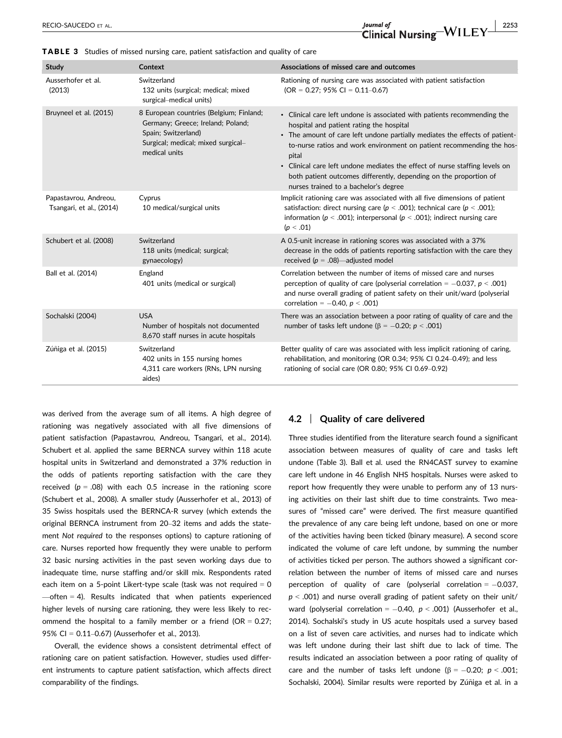**TABLE 3** Studies of missed nursing care, patient satisfaction and quality of care

| Study | Context | Associations of missed care and outcomes |
|---|---|---|
| Ausserhofer et al. (2013) | Switzerland<br>132 units (surgical; medical; mixed surgical–medical units) | Rationing of nursing care was associated with patient satisfaction (OR = 0.27; 95% CI = 0.11–0.67) |
| Bruyneel et al. (2015) | 8 European countries (Belgium; Finland; Germany; Greece; Ireland; Poland; Spain; Switzerland)<br>Surgical; medical; mixed surgical–medical units | • Clinical care left undone is associated with patients recommending the hospital and patient rating the hospital<br>• The amount of care left undone partially mediates the effects of patient-to-nurse ratios and work environment on patient recommending the hospital<br>• Clinical care left undone mediates the effect of nurse staffing levels on both patient outcomes differently, depending on the proportion of nurses trained to a bachelor's degree |
| Papastavrou, Andreou, Tsangari, et al., (2014) | Cyprus<br>10 medical/surgical units | Implicit rationing care was associated with all five dimensions of patient satisfaction: direct nursing care ($p < .001$); technical care ($p < .001$); information ($p < .001$); interpersonal ($p < .001$); indirect nursing care ($p < .01$) |
| Schubert et al. (2008) | Switzerland<br>118 units (medical; surgical; gynaecology) | A 0.5-unit increase in rationing scores was associated with a 37% decrease in the odds of patients reporting satisfaction with the care they received ($p = .08$)—adjusted model |
| Ball et al. (2014) | England<br>401 units (medical or surgical) | Correlation between the number of items of missed care and nurses perception of quality of care (polyserial correlation = −0.037, $p < .001$) and nurse overall grading of patient safety on their unit/ward (polyserial correlation = −0.40, $p < .001$) |
| Sochalski (2004) | USA<br>Number of hospitals not documented<br>8,670 staff nurses in acute hospitals | There was an association between a poor rating of quality of care and the number of tasks left undone ($\beta = -0.20$; $p < .001$) |
| Zúñiga et al. (2015) | Switzerland<br>402 units in 155 nursing homes<br>4,311 care workers (RNs, LPN nursing aides) | Better quality of care was associated with less implicit rationing of caring, rehabilitation, and monitoring (OR 0.34; 95% CI 0.24–0.49); and less rationing of social care (OR 0.80; 95% CI 0.69–0.92) |

was derived from the average sum of all items. A high degree of rationing was negatively associated with all five dimensions of patient satisfaction (Papastavrou, Andreou, Tsangari, et al., 2014). Schubert et al. applied the same BERNCA survey within 118 acute hospital units in Switzerland and demonstrated a 37% reduction in the odds of patients reporting satisfaction with the care they received ($p = .08$) with each 0.5 increase in the rationing score (Schubert et al., 2008). A smaller study (Ausserhofer et al., 2013) of 35 Swiss hospitals used the BERNCA-R survey (which extends the original BERNCA instrument from 20–32 items and adds the statement *Not required* to the responses options) to capture rationing of care. Nurses reported how frequently they were unable to perform 32 basic nursing activities in the past seven working days due to inadequate time, nurse staffing and/or skill mix. Respondents rated each item on a 5-point Likert-type scale (task was not required = 0—often = 4). Results indicated that when patients experienced higher levels of nursing care rationing, they were less likely to recommend the hospital to a family member or a friend (OR = 0.27; 95% CI = 0.11–0.67) (Ausserhofer et al., 2013).

Overall, the evidence shows a consistent detrimental effect of rationing care on patient satisfaction. However, studies used different instruments to capture patient satisfaction, which affects direct comparability of the findings.

## 4.2 | Quality of care delivered

Three studies identified from the literature search found a significant association between measures of quality of care and tasks left undone (Table 3). Ball et al. used the RN4CAST survey to examine care left undone in 46 English NHS hospitals. Nurses were asked to report how frequently they were unable to perform any of 13 nursing activities on their last shift due to time constraints. Two measures of "missed care" were derived. The first measure quantified the prevalence of any care being left undone, based on one or more of the activities having been ticked (binary measure). A second score indicated the volume of care left undone, by summing the number of activities ticked per person. The authors showed a significant correlation between the number of items of missed care and nurses perception of quality of care (polyserial correlation = −0.037, $p < .001$) and nurse overall grading of patient safety on their unit/ward (polyserial correlation = −0.40, $p < .001$) (Ausserhofer et al., 2014). Sochalski's study in US acute hospitals used a survey based on a list of seven care activities, and nurses had to indicate which was left undone during their last shift due to lack of time. The results indicated an association between a poor rating of quality of care and the number of tasks left undone ($\beta = -0.20$; $p < .001$; Sochalski, 2004). Similar results were reported by Zúñiga et al. in a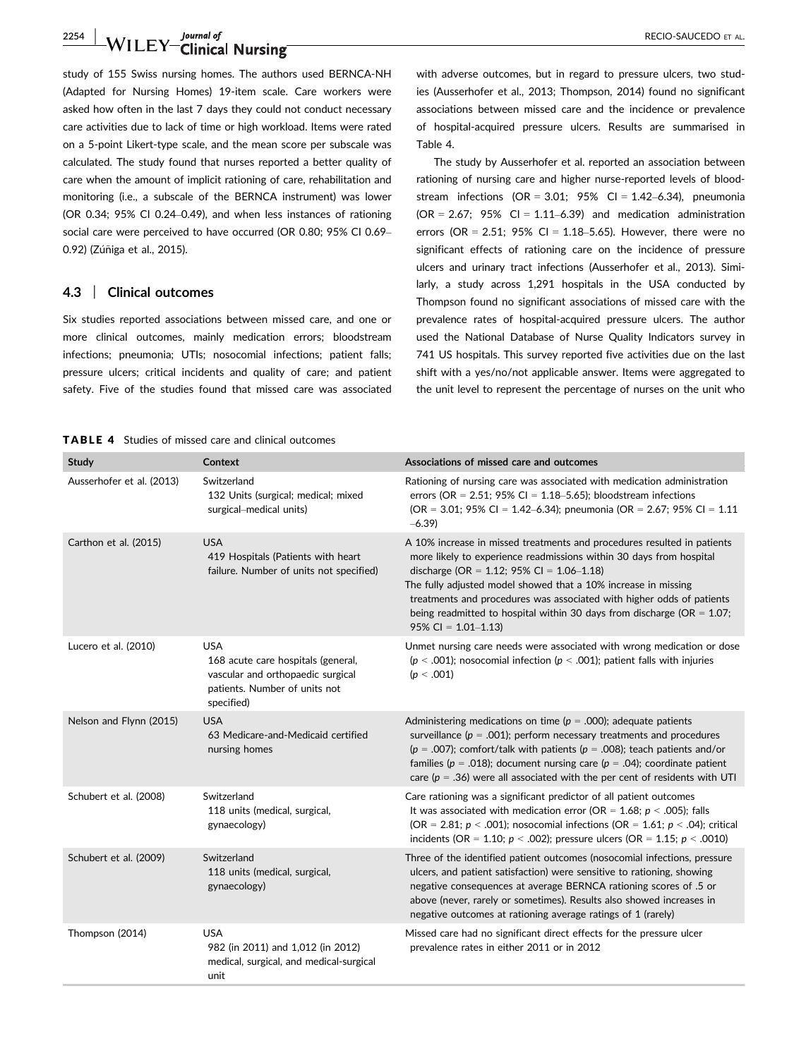study of 155 Swiss nursing homes. The authors used BERNCA-NH (Adapted for Nursing Homes) 19-item scale. Care workers were asked how often in the last 7 days they could not conduct necessary care activities due to lack of time or high workload. Items were rated on a 5-point Likert-type scale, and the mean score per subscale was calculated. The study found that nurses reported a better quality of care when the amount of implicit rationing of care, rehabilitation and monitoring (i.e., a subscale of the BERNCA instrument) was lower (OR 0.34; 95% CI 0.24–0.49), and when less instances of rationing social care were perceived to have occurred (OR 0.80; 95% CI 0.69–0.92) (Zúñiga et al., 2015).

### 4.3 | Clinical outcomes

Six studies reported associations between missed care, and one or more clinical outcomes, mainly medication errors; bloodstream infections; pneumonia; UTIs; nosocomial infections; patient falls; pressure ulcers; critical incidents and quality of care; and patient safety. Five of the studies found that missed care was associated with adverse outcomes, but in regard to pressure ulcers, two studies (Ausserhofer et al., 2013; Thompson, 2014) found no significant associations between missed care and the incidence or prevalence of hospital-acquired pressure ulcers. Results are summarised in Table 4.

The study by Ausserhofer et al. reported an association between rationing of nursing care and higher nurse-reported levels of bloodstream infections (OR = 3.01; 95% CI = 1.42–6.34), pneumonia (OR = 2.67; 95% CI = 1.11–6.39) and medication administration errors (OR = 2.51; 95% CI = 1.18–5.65). However, there were no significant effects of rationing care on the incidence of pressure ulcers and urinary tract infections (Ausserhofer et al., 2013). Similarly, a study across 1,291 hospitals in the USA conducted by Thompson found no significant associations of missed care with the prevalence rates of hospital-acquired pressure ulcers. The author used the National Database of Nurse Quality Indicators survey in 741 US hospitals. This survey reported five activities due on the last shift with a yes/no/not applicable answer. Items were aggregated to the unit level to represent the percentage of nurses on the unit who

**TABLE 4** Studies of missed care and clinical outcomes

| Study | Context | Associations of missed care and outcomes |
|---|---|---|
| Ausserhofer et al. (2013) | Switzerland<br>132 Units (surgical; medical; mixed surgical–medical units) | Rationing of nursing care was associated with medication administration errors (OR = 2.51; 95% CI = 1.18–5.65); bloodstream infections (OR = 3.01; 95% CI = 1.42–6.34); pneumonia (OR = 2.67; 95% CI = 1.11–6.39) |
| Carthon et al. (2015) | USA<br>419 Hospitals (Patients with heart failure. Number of units not specified) | A 10% increase in missed treatments and procedures resulted in patients more likely to experience readmissions within 30 days from hospital discharge (OR = 1.12; 95% CI = 1.06–1.18)<br>The fully adjusted model showed that a 10% increase in missing treatments and procedures was associated with higher odds of patients being readmitted to hospital within 30 days from discharge (OR = 1.07; 95% CI = 1.01–1.13) |
| Lucero et al. (2010) | USA<br>168 acute care hospitals (general, vascular and orthopaedic surgical patients. Number of units not specified) | Unmet nursing care needs were associated with wrong medication or dose ($p < .001$); nosocomial infection ($p < .001$); patient falls with injuries ($p < .001$) |
| Nelson and Flynn (2015) | USA<br>63 Medicare-and-Medicaid certified nursing homes | Administering medications on time ($p = .000$); adequate patients surveillance ($p = .001$); perform necessary treatments and procedures ($p = .007$); comfort/talk with patients ($p = .008$); teach patients and/or families ($p = .018$); document nursing care ($p = .04$); coordinate patient care ($p = .36$) were all associated with the per cent of residents with UTI |
| Schubert et al. (2008) | Switzerland<br>118 units (medical, surgical, gynaecology) | Care rationing was a significant predictor of all patient outcomes<br>It was associated with medication error (OR = 1.68; $p < .005$); falls (OR = 2.81; $p < .001$); nosocomial infections (OR = 1.61; $p < .04$); critical incidents (OR = 1.10; $p < .002$); pressure ulcers (OR = 1.15; $p < .0010$) |
| Schubert et al. (2009) | Switzerland<br>118 units (medical, surgical, gynaecology) | Three of the identified patient outcomes (nosocomial infections, pressure ulcers, and patient satisfaction) were sensitive to rationing, showing negative consequences at average BERNCA rationing scores of .5 or above (never, rarely or sometimes). Results also showed increases in negative outcomes at rationing average ratings of 1 (rarely) |
| Thompson (2014) | USA<br>982 (in 2011) and 1,012 (in 2012) medical, surgical, and medical-surgical unit | Missed care had no significant direct effects for the pressure ulcer prevalence rates in either 2011 or in 2012 |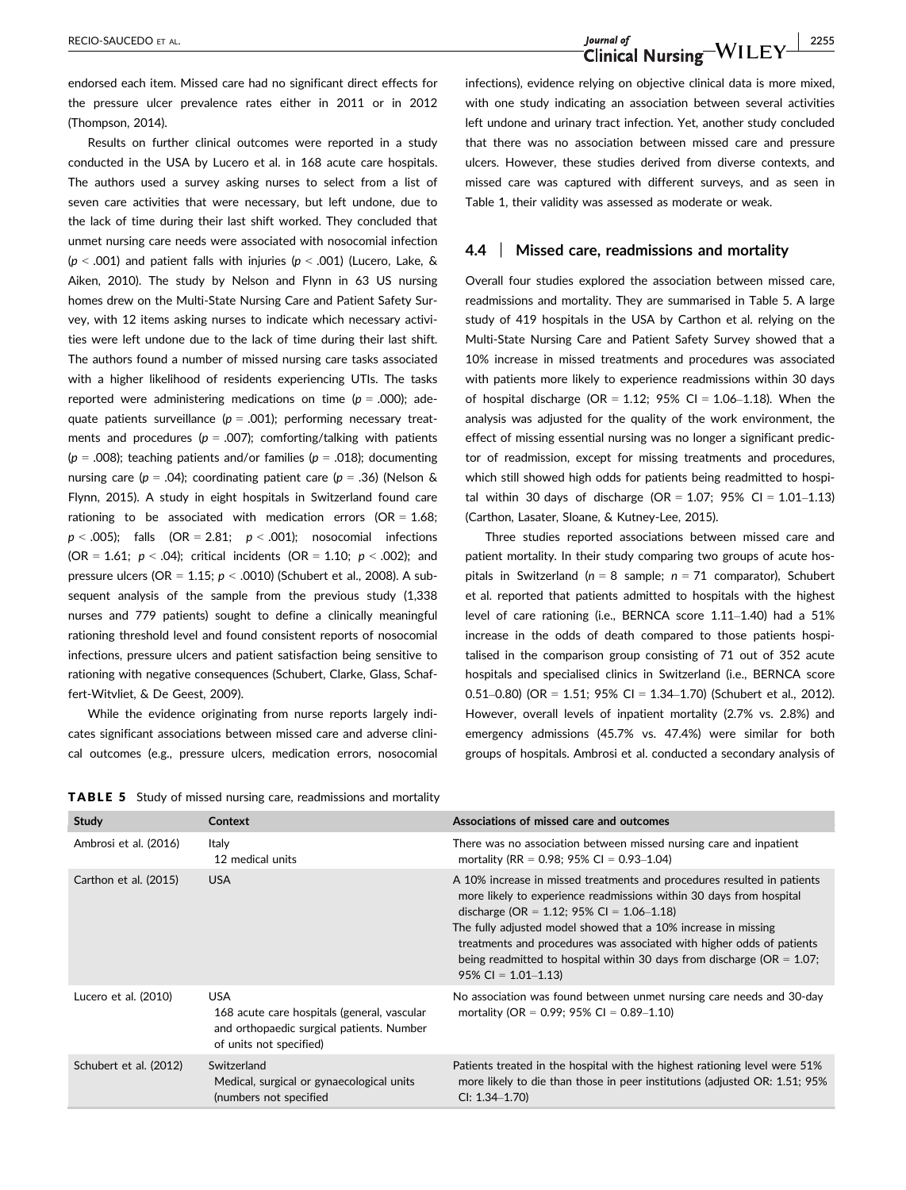endorsed each item. Missed care had no significant direct effects for the pressure ulcer prevalence rates either in 2011 or in 2012 (Thompson, 2014).

Results on further clinical outcomes were reported in a study conducted in the USA by Lucero et al. in 168 acute care hospitals. The authors used a survey asking nurses to select from a list of seven care activities that were necessary, but left undone, due to the lack of time during their last shift worked. They concluded that unmet nursing care needs were associated with nosocomial infection ($p < .001$) and patient falls with injuries ($p < .001$) (Lucero, Lake, & Aiken, 2010). The study by Nelson and Flynn in 63 US nursing homes drew on the Multi-State Nursing Care and Patient Safety Survey, with 12 items asking nurses to indicate which necessary activities were left undone due to the lack of time during their last shift. The authors found a number of missed nursing care tasks associated with a higher likelihood of residents experiencing UTIs. The tasks reported were administering medications on time ($p = .000$); adequate patients surveillance ($p = .001$); performing necessary treatments and procedures ($p = .007$); comforting/talking with patients ($p = .008$); teaching patients and/or families ($p = .018$); documenting nursing care ($p = .04$); coordinating patient care ($p = .36$) (Nelson & Flynn, 2015). A study in eight hospitals in Switzerland found care rationing to be associated with medication errors (OR = 1.68; $p < .005$); falls (OR = 2.81; $p < .001$); nosocomial infections (OR = 1.61; $p < .04$); critical incidents (OR = 1.10; $p < .002$); and pressure ulcers (OR = 1.15; $p < .0010$) (Schubert et al., 2008). A subsequent analysis of the sample from the previous study (1,338 nurses and 779 patients) sought to define a clinically meaningful rationing threshold level and found consistent reports of nosocomial infections, pressure ulcers and patient satisfaction being sensitive to rationing with negative consequences (Schubert, Clarke, Glass, Schaffert-Witvliet, & De Geest, 2009).

While the evidence originating from nurse reports largely indicates significant associations between missed care and adverse clinical outcomes (e.g., pressure ulcers, medication errors, nosocomial infections), evidence relying on objective clinical data is more mixed, with one study indicating an association between several activities left undone and urinary tract infection. Yet, another study concluded that there was no association between missed care and pressure ulcers. However, these studies derived from diverse contexts, and missed care was captured with different surveys, and as seen in Table 1, their validity was assessed as moderate or weak.

### 4.4 | Missed care, readmissions and mortality

Overall four studies explored the association between missed care, readmissions and mortality. They are summarised in Table 5. A large study of 419 hospitals in the USA by Carthon et al. relying on the Multi-State Nursing Care and Patient Safety Survey showed that a 10% increase in missed treatments and procedures was associated with patients more likely to experience readmissions within 30 days of hospital discharge (OR = 1.12; 95% CI = 1.06–1.18). When the analysis was adjusted for the quality of the work environment, the effect of missing essential nursing was no longer a significant predictor of readmission, except for missing treatments and procedures, which still showed high odds for patients being readmitted to hospital within 30 days of discharge (OR = 1.07; 95% CI = 1.01–1.13) (Carthon, Lasater, Sloane, & Kutney-Lee, 2015).

Three studies reported associations between missed care and patient mortality. In their study comparing two groups of acute hospitals in Switzerland ($n = 8$ sample; $n = 71$ comparator), Schubert et al. reported that patients admitted to hospitals with the highest level of care rationing (i.e., BERNCA score 1.11–1.40) had a 51% increase in the odds of death compared to those patients hospitalised in the comparison group consisting of 71 out of 352 acute hospitals and specialised clinics in Switzerland (i.e., BERNCA score 0.51–0.80) (OR = 1.51; 95% CI = 1.34–1.70) (Schubert et al., 2012). However, overall levels of inpatient mortality (2.7% vs. 2.8%) and emergency admissions (45.7% vs. 47.4%) were similar for both groups of hospitals. Ambrosi et al. conducted a secondary analysis of

**TABLE 5** Study of missed nursing care, readmissions and mortality

| Study | Context | Associations of missed care and outcomes |
|---|---|---|
| Ambrosi et al. (2016) | Italy<br>12 medical units | There was no association between missed nursing care and inpatient mortality (RR = 0.98; 95% CI = 0.93–1.04) |
| Carthon et al. (2015) | USA | A 10% increase in missed treatments and procedures resulted in patients more likely to experience readmissions within 30 days from hospital discharge (OR = 1.12; 95% CI = 1.06–1.18)<br>The fully adjusted model showed that a 10% increase in missing treatments and procedures was associated with higher odds of patients being readmitted to hospital within 30 days from discharge (OR = 1.07; 95% CI = 1.01–1.13) |
| Lucero et al. (2010) | USA<br>168 acute care hospitals (general, vascular and orthopaedic surgical patients. Number of units not specified) | No association was found between unmet nursing care needs and 30-day mortality (OR = 0.99; 95% CI = 0.89–1.10) |
| Schubert et al. (2012) | Switzerland<br>Medical, surgical or gynaecological units (numbers not specified | Patients treated in the hospital with the highest rationing level were 51% more likely to die than those in peer institutions (adjusted OR: 1.51; 95% CI: 1.34–1.70) |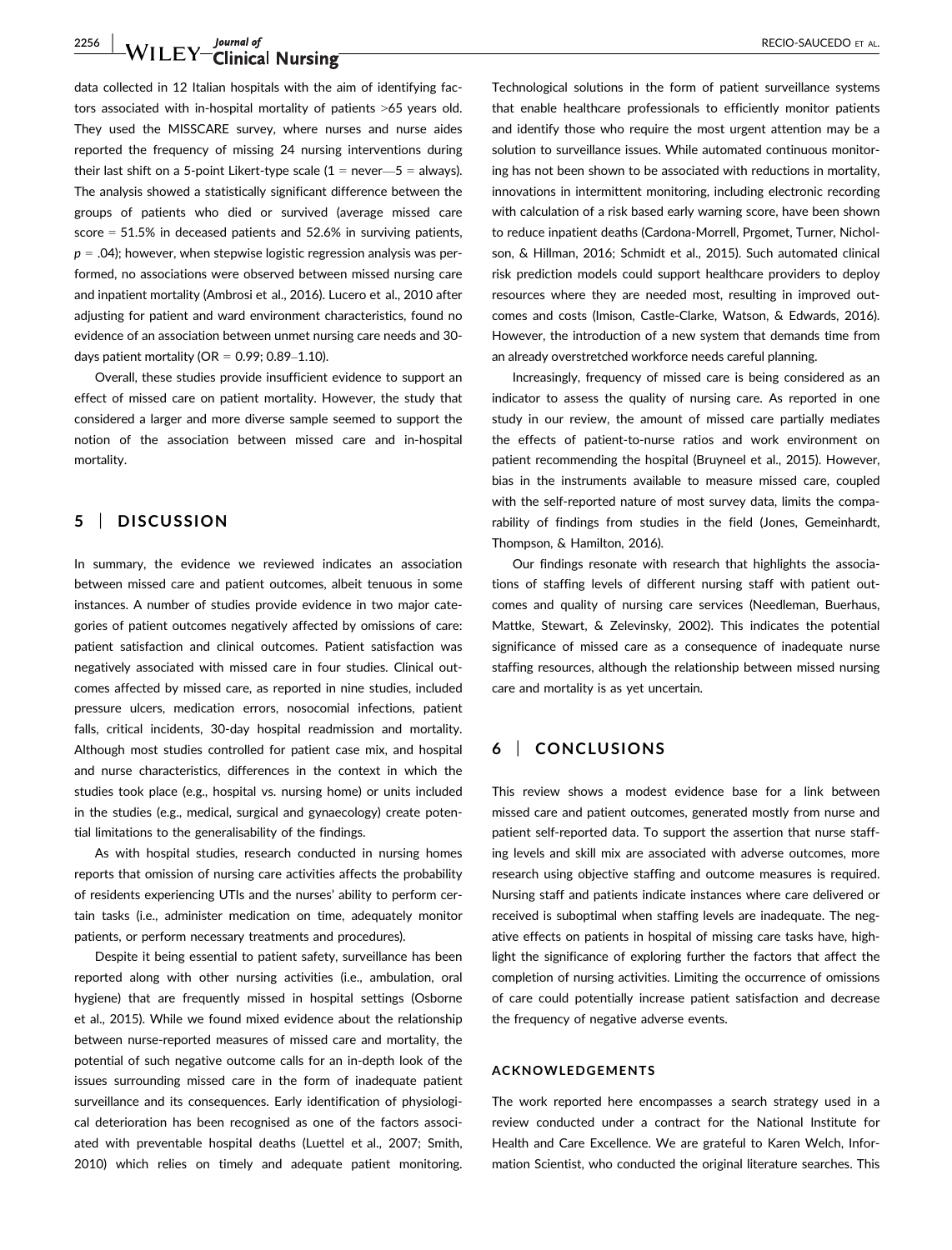data collected in 12 Italian hospitals with the aim of identifying factors associated with in-hospital mortality of patients >65 years old. They used the MISSCARE survey, where nurses and nurse aides reported the frequency of missing 24 nursing interventions during their last shift on a 5-point Likert-type scale (1 = never—5 = always). The analysis showed a statistically significant difference between the groups of patients who died or survived (average missed care score = 51.5% in deceased patients and 52.6% in surviving patients, $p = .04$); however, when stepwise logistic regression analysis was performed, no associations were observed between missed nursing care and inpatient mortality (Ambrosi et al., 2016). Lucero et al., 2010 after adjusting for patient and ward environment characteristics, found no evidence of an association between unmet nursing care needs and 30-days patient mortality (OR = 0.99; 0.89–1.10).

Overall, these studies provide insufficient evidence to support an effect of missed care on patient mortality. However, the study that considered a larger and more diverse sample seemed to support the notion of the association between missed care and in-hospital mortality.

## 5 | DISCUSSION

In summary, the evidence we reviewed indicates an association between missed care and patient outcomes, albeit tenuous in some instances. A number of studies provide evidence in two major categories of patient outcomes negatively affected by omissions of care: patient satisfaction and clinical outcomes. Patient satisfaction was negatively associated with missed care in four studies. Clinical outcomes affected by missed care, as reported in nine studies, included pressure ulcers, medication errors, nosocomial infections, patient falls, critical incidents, 30-day hospital readmission and mortality. Although most studies controlled for patient case mix, and hospital and nurse characteristics, differences in the context in which the studies took place (e.g., hospital vs. nursing home) or units included in the studies (e.g., medical, surgical and gynaecology) create potential limitations to the generalisability of the findings.

As with hospital studies, research conducted in nursing homes reports that omission of nursing care activities affects the probability of residents experiencing UTIs and the nurses' ability to perform certain tasks (i.e., administer medication on time, adequately monitor patients, or perform necessary treatments and procedures).

Despite it being essential to patient safety, surveillance has been reported along with other nursing activities (i.e., ambulation, oral hygiene) that are frequently missed in hospital settings (Osborne et al., 2015). While we found mixed evidence about the relationship between nurse-reported measures of missed care and mortality, the potential of such negative outcome calls for an in-depth look of the issues surrounding missed care in the form of inadequate patient surveillance and its consequences. Early identification of physiological deterioration has been recognised as one of the factors associated with preventable hospital deaths (Luettel et al., 2007; Smith, 2010) which relies on timely and adequate patient monitoring. Technological solutions in the form of patient surveillance systems that enable healthcare professionals to efficiently monitor patients and identify those who require the most urgent attention may be a solution to surveillance issues. While automated continuous monitoring has not been shown to be associated with reductions in mortality, innovations in intermittent monitoring, including electronic recording with calculation of a risk based early warning score, have been shown to reduce inpatient deaths (Cardona-Morrell, Prgomet, Turner, Nicholson, & Hillman, 2016; Schmidt et al., 2015). Such automated clinical risk prediction models could support healthcare providers to deploy resources where they are needed most, resulting in improved outcomes and costs (Imison, Castle-Clarke, Watson, & Edwards, 2016). However, the introduction of a new system that demands time from an already overstretched workforce needs careful planning.

Increasingly, frequency of missed care is being considered as an indicator to assess the quality of nursing care. As reported in one study in our review, the amount of missed care partially mediates the effects of patient-to-nurse ratios and work environment on patient recommending the hospital (Bruyneel et al., 2015). However, bias in the instruments available to measure missed care, coupled with the self-reported nature of most survey data, limits the comparability of findings from studies in the field (Jones, Gemeinhardt, Thompson, & Hamilton, 2016).

Our findings resonate with research that highlights the associations of staffing levels of different nursing staff with patient outcomes and quality of nursing care services (Needleman, Buerhaus, Mattke, Stewart, & Zelevinsky, 2002). This indicates the potential significance of missed care as a consequence of inadequate nurse staffing resources, although the relationship between missed nursing care and mortality is as yet uncertain.

## 6 | CONCLUSIONS

This review shows a modest evidence base for a link between missed care and patient outcomes, generated mostly from nurse and patient self-reported data. To support the assertion that nurse staffing levels and skill mix are associated with adverse outcomes, more research using objective staffing and outcome measures is required. Nursing staff and patients indicate instances where care delivered or received is suboptimal when staffing levels are inadequate. The negative effects on patients in hospital of missing care tasks have, highlight the significance of exploring further the factors that affect the completion of nursing activities. Limiting the occurrence of omissions of care could potentially increase patient satisfaction and decrease the frequency of negative adverse events.

### ACKNOWLEDGEMENTS

The work reported here encompasses a search strategy used in a review conducted under a contract for the National Institute for Health and Care Excellence. We are grateful to Karen Welch, Information Scientist, who conducted the original literature searches. This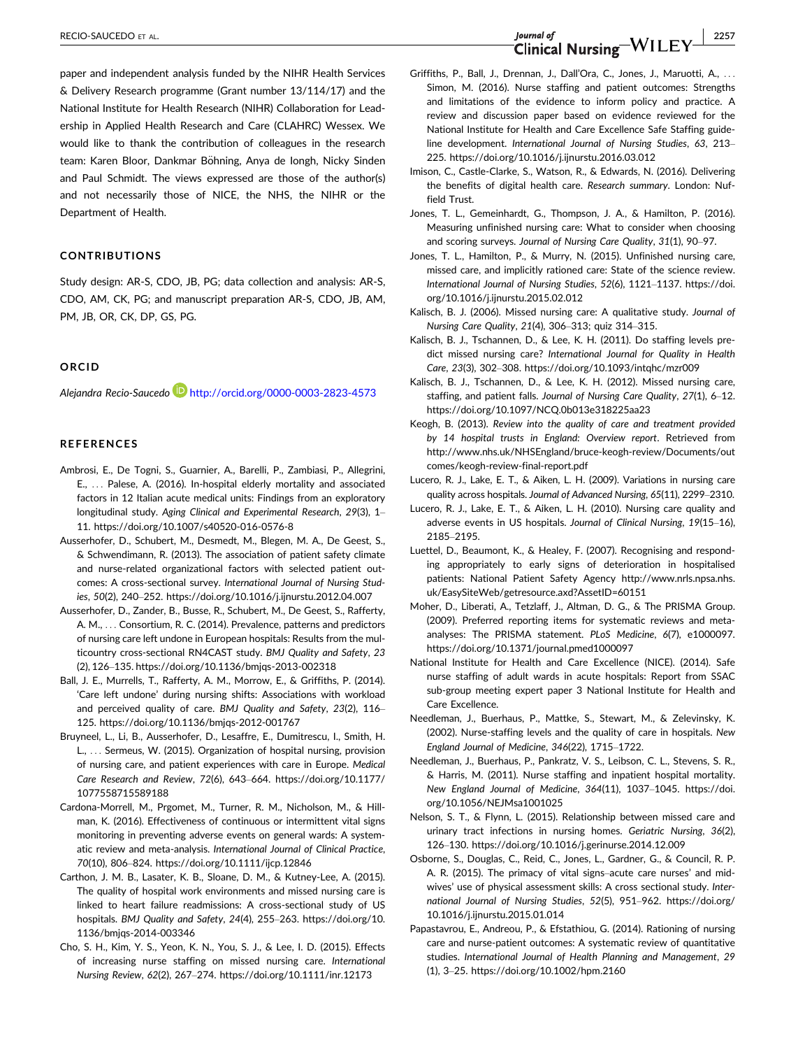paper and independent analysis funded by the NIHR Health Services & Delivery Research programme (Grant number 13/114/17) and the National Institute for Health Research (NIHR) Collaboration for Leadership in Applied Health Research and Care (CLAHRC) Wessex. We would like to thank the contribution of colleagues in the research team: Karen Bloor, Dankmar Böhning, Anya de Iongh, Nicky Sinden and Paul Schmidt. The views expressed are those of the author(s) and not necessarily those of NICE, the NHS, the NIHR or the Department of Health.

## CONTRIBUTIONS

Study design: AR-S, CDO, JB, PG; data collection and analysis: AR-S, CDO, AM, CK, PG; and manuscript preparation AR-S, CDO, JB, AM, PM, JB, OR, CK, DP, GS, PG.

## ORCID

*Alejandra Recio-Saucedo* http://orcid.org/0000-0003-2823-4573

## REFERENCES

Ambrosi, E., De Togni, S., Guarnier, A., Barelli, P., Zambiasi, P., Allegrini, E., ... Palese, A. (2016). In-hospital elderly mortality and associated factors in 12 Italian acute medical units: Findings from an exploratory longitudinal study. *Aging Clinical and Experimental Research*, *29*(3), 1–11. https://doi.org/10.1007/s40520-016-0576-8

Ausserhofer, D., Schubert, M., Desmedt, M., Blegen, M. A., De Geest, S., & Schwendimann, R. (2013). The association of patient safety climate and nurse-related organizational factors with selected patient outcomes: A cross-sectional survey. *International Journal of Nursing Studies*, *50*(2), 240–252. https://doi.org/10.1016/j.ijnurstu.2012.04.007

Ausserhofer, D., Zander, B., Busse, R., Schubert, M., De Geest, S., Rafferty, A. M., ... Consortium, R. C. (2014). Prevalence, patterns and predictors of nursing care left undone in European hospitals: Results from the multicountry cross-sectional RN4CAST study. *BMJ Quality and Safety*, *23*(2), 126–135. https://doi.org/10.1136/bmjqs-2013-002318

Ball, J. E., Murrells, T., Rafferty, A. M., Morrow, E., & Griffiths, P. (2014). 'Care left undone' during nursing shifts: Associations with workload and perceived quality of care. *BMJ Quality and Safety*, *23*(2), 116–125. https://doi.org/10.1136/bmjqs-2012-001767

Bruyneel, L., Li, B., Ausserhofer, D., Lesaffre, E., Dumitrescu, I., Smith, H. L., ... Sermeus, W. (2015). Organization of hospital nursing, provision of nursing care, and patient experiences with care in Europe. *Medical Care Research and Review*, *72*(6), 643–664. https://doi.org/10.1177/1077558715589188

Cardona-Morrell, M., Prgomet, M., Turner, R. M., Nicholson, M., & Hillman, K. (2016). Effectiveness of continuous or intermittent vital signs monitoring in preventing adverse events on general wards: A systematic review and meta-analysis. *International Journal of Clinical Practice*, *70*(10), 806–824. https://doi.org/10.1111/ijcp.12846

Carthon, J. M. B., Lasater, K. B., Sloane, D. M., & Kutney-Lee, A. (2015). The quality of hospital work environments and missed nursing care is linked to heart failure readmissions: A cross-sectional study of US hospitals. *BMJ Quality and Safety*, *24*(4), 255–263. https://doi.org/10.1136/bmjqs-2014-003346

Cho, S. H., Kim, Y. S., Yeon, K. N., You, S. J., & Lee, I. D. (2015). Effects of increasing nurse staffing on missed nursing care. *International Nursing Review*, *62*(2), 267–274. https://doi.org/10.1111/inr.12173

Griffiths, P., Ball, J., Drennan, J., Dall'Ora, C., Jones, J., Maruotti, A., ... Simon, M. (2016). Nurse staffing and patient outcomes: Strengths and limitations of the evidence to inform policy and practice. A review and discussion paper based on evidence reviewed for the National Institute for Health and Care Excellence Safe Staffing guideline development. *International Journal of Nursing Studies*, *63*, 213–225. https://doi.org/10.1016/j.ijnurstu.2016.03.012

Imison, C., Castle-Clarke, S., Watson, R., & Edwards, N. (2016). Delivering the benefits of digital health care. *Research summary*. London: Nuffield Trust.

Jones, T. L., Gemeinhardt, G., Thompson, J. A., & Hamilton, P. (2016). Measuring unfinished nursing care: What to consider when choosing and scoring surveys. *Journal of Nursing Care Quality*, *31*(1), 90–97.

Jones, T. L., Hamilton, P., & Murry, N. (2015). Unfinished nursing care, missed care, and implicitly rationed care: State of the science review. *International Journal of Nursing Studies*, *52*(6), 1121–1137. https://doi.org/10.1016/j.ijnurstu.2015.02.012

Kalisch, B. J. (2006). Missed nursing care: A qualitative study. *Journal of Nursing Care Quality*, *21*(4), 306–313; quiz 314–315.

Kalisch, B. J., Tschannen, D., & Lee, K. H. (2011). Do staffing levels predict missed nursing care? *International Journal for Quality in Health Care*, *23*(3), 302–308. https://doi.org/10.1093/intqhc/mzr009

Kalisch, B. J., Tschannen, D., & Lee, K. H. (2012). Missed nursing care, staffing, and patient falls. *Journal of Nursing Care Quality*, *27*(1), 6–12. https://doi.org/10.1097/NCQ.0b013e318225aa23

Keogh, B. (2013). *Review into the quality of care and treatment provided by 14 hospital trusts in England: Overview report*. Retrieved from http://www.nhs.uk/NHSEngland/bruce-keogh-review/Documents/outcomes/keogh-review-final-report.pdf

Lucero, R. J., Lake, E. T., & Aiken, L. H. (2009). Variations in nursing care quality across hospitals. *Journal of Advanced Nursing*, *65*(11), 2299–2310.

Lucero, R. J., Lake, E. T., & Aiken, L. H. (2010). Nursing care quality and adverse events in US hospitals. *Journal of Clinical Nursing*, *19*(15–16), 2185–2195.

Luettel, D., Beaumont, K., & Healey, F. (2007). Recognising and responding appropriately to early signs of deterioration in hospitalised patients: National Patient Safety Agency http://www.nrls.npsa.nhs.uk/EasySiteWeb/getresource.axd?AssetID=60151

Moher, D., Liberati, A., Tetzlaff, J., Altman, D. G., & The PRISMA Group. (2009). Preferred reporting items for systematic reviews and meta-analyses: The PRISMA statement. *PLoS Medicine*, *6*(7), e1000097. https://doi.org/10.1371/journal.pmed1000097

National Institute for Health and Care Excellence (NICE). (2014). Safe nurse staffing of adult wards in acute hospitals: Report from SSAC sub-group meeting expert paper 3 National Institute for Health and Care Excellence.

Needleman, J., Buerhaus, P., Mattke, S., Stewart, M., & Zelevinsky, K. (2002). Nurse-staffing levels and the quality of care in hospitals. *New England Journal of Medicine*, *346*(22), 1715–1722.

Needleman, J., Buerhaus, P., Pankratz, V. S., Leibson, C. L., Stevens, S. R., & Harris, M. (2011). Nurse staffing and inpatient hospital mortality. *New England Journal of Medicine*, *364*(11), 1037–1045. https://doi.org/10.1056/NEJMsa1001025

Nelson, S. T., & Flynn, L. (2015). Relationship between missed care and urinary tract infections in nursing homes. *Geriatric Nursing*, *36*(2), 126–130. https://doi.org/10.1016/j.gerinurse.2014.12.009

Osborne, S., Douglas, C., Reid, C., Jones, L., Gardner, G., & Council, R. P. A. R. (2015). The primacy of vital signs–acute care nurses' and midwives' use of physical assessment skills: A cross sectional study. *International Journal of Nursing Studies*, *52*(5), 951–962. https://doi.org/10.1016/j.ijnurstu.2015.01.014

Papastavrou, E., Andreou, P., & Efstathiou, G. (2014). Rationing of nursing care and nurse-patient outcomes: A systematic review of quantitative studies. *International Journal of Health Planning and Management*, *29*(1), 3–25. https://doi.org/10.1002/hpm.2160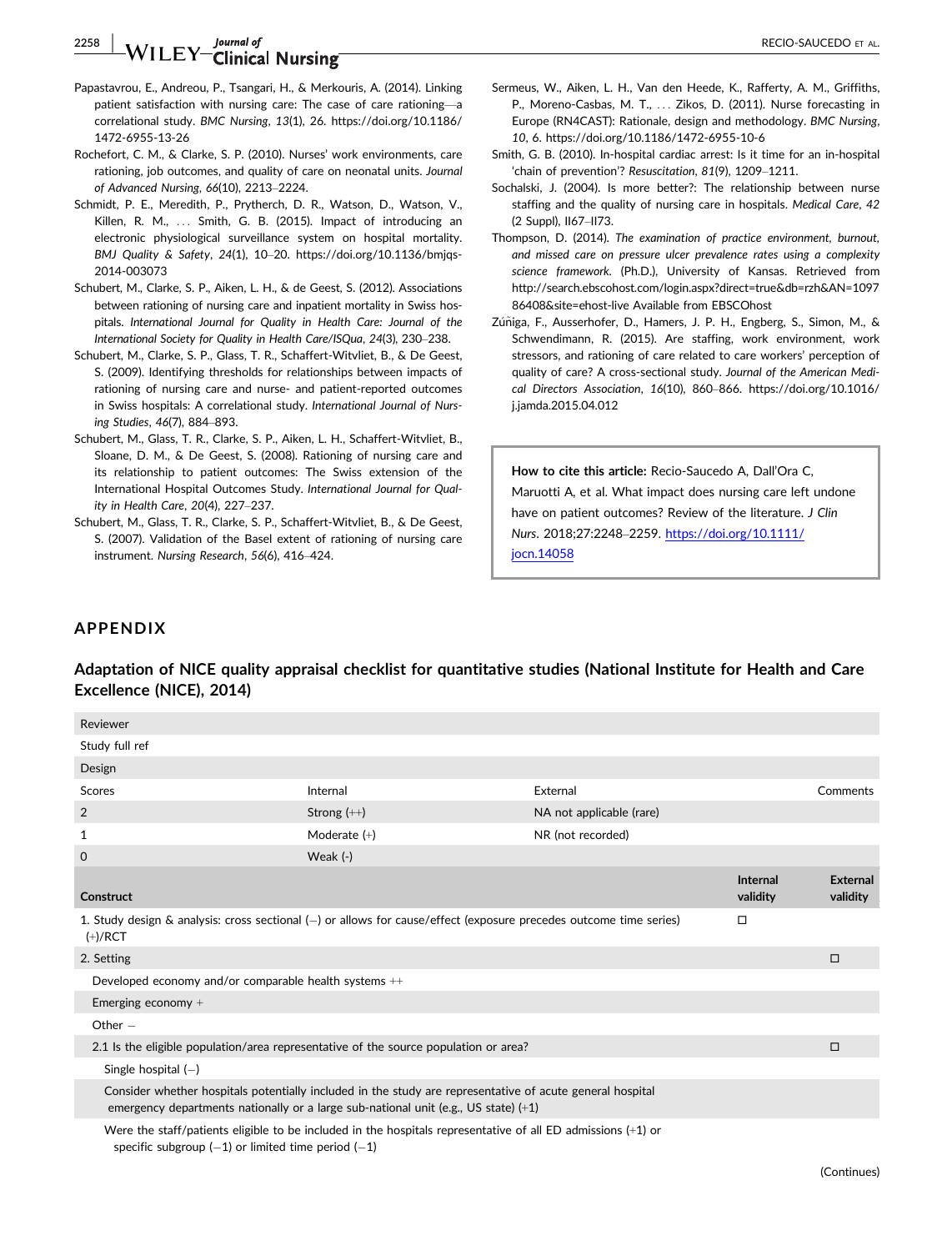Papastavrou, E., Andreou, P., Tsangari, H., & Merkouris, A. (2014). Linking patient satisfaction with nursing care: The case of care rationing—a correlational study. *BMC Nursing*, *13*(1), 26. https://doi.org/10.1186/1472-6955-13-26

Rochefort, C. M., & Clarke, S. P. (2010). Nurses' work environments, care rationing, job outcomes, and quality of care on neonatal units. *Journal of Advanced Nursing*, *66*(10), 2213–2224.

Schmidt, P. E., Meredith, P., Prytherch, D. R., Watson, D., Watson, V., Killen, R. M., ... Smith, G. B. (2015). Impact of introducing an electronic physiological surveillance system on hospital mortality. *BMJ Quality & Safety*, *24*(1), 10–20. https://doi.org/10.1136/bmjqs-2014-003073

Schubert, M., Clarke, S. P., Aiken, L. H., & de Geest, S. (2012). Associations between rationing of nursing care and inpatient mortality in Swiss hospitals. *International Journal for Quality in Health Care: Journal of the International Society for Quality in Health Care/ISQua*, *24*(3), 230–238.

Schubert, M., Clarke, S. P., Glass, T. R., Schaffert-Witvliet, B., & De Geest, S. (2009). Identifying thresholds for relationships between impacts of rationing of nursing care and nurse- and patient-reported outcomes in Swiss hospitals: A correlational study. *International Journal of Nursing Studies*, *46*(7), 884–893.

Schubert, M., Glass, T. R., Clarke, S. P., Aiken, L. H., Schaffert-Witvliet, B., Sloane, D. M., & De Geest, S. (2008). Rationing of nursing care and its relationship to patient outcomes: The Swiss extension of the International Hospital Outcomes Study. *International Journal for Quality in Health Care*, *20*(4), 227–237.

Schubert, M., Glass, T. R., Clarke, S. P., Schaffert-Witvliet, B., & De Geest, S. (2007). Validation of the Basel extent of rationing of nursing care instrument. *Nursing Research*, *56*(6), 416–424.

Sermeus, W., Aiken, L. H., Van den Heede, K., Rafferty, A. M., Griffiths, P., Moreno-Casbas, M. T., ... Zikos, D. (2011). Nurse forecasting in Europe (RN4CAST): Rationale, design and methodology. *BMC Nursing*, *10*, 6. https://doi.org/10.1186/1472-6955-10-6

Smith, G. B. (2010). In-hospital cardiac arrest: Is it time for an in-hospital 'chain of prevention'? *Resuscitation*, *81*(9), 1209–1211.

Sochalski, J. (2004). Is more better?: The relationship between nurse staffing and the quality of nursing care in hospitals. *Medical Care*, *42* (2 Suppl), II67–II73.

Thompson, D. (2014). *The examination of practice environment, burnout, and missed care on pressure ulcer prevalence rates using a complexity science framework*. (Ph.D.), University of Kansas. Retrieved from http://search.ebscohost.com/login.aspx?direct=true&db=rzh&AN=109786408&site=ehost-live Available from EBSCOhost

Zúñiga, F., Ausserhofer, D., Hamers, J. P. H., Engberg, S., Simon, M., & Schwendimann, R. (2015). Are staffing, work environment, work stressors, and rationing of care related to care workers' perception of quality of care? A cross-sectional study. *Journal of the American Medical Directors Association*, *16*(10), 860–866. https://doi.org/10.1016/j.jamda.2015.04.012

**How to cite this article:** Recio-Saucedo A, Dall'Ora C, Maruotti A, et al. What impact does nursing care left undone have on patient outcomes? Review of the literature. *J Clin Nurs*. 2018;27:2248–2259. https://doi.org/10.1111/jocn.14058

## APPENDIX

### Adaptation of NICE quality appraisal checklist for quantitative studies (National Institute for Health and Care Excellence (NICE), 2014)

| Reviewer | | | | |
|---|---|---|---|---|
| Study full ref | | | | |
| Design | | | | |
| Scores | Internal | External | | Comments |
| 2 | Strong (++) | NA not applicable (rare) | | |
| 1 | Moderate (+) | NR (not recorded) | | |
| 0 | Weak (-) | | | |
| **Construct** | | | **Internal validity** | **External validity** |
| 1. Study design & analysis: cross sectional (−) or allows for cause/effect (exposure precedes outcome time series) (+)/RCT | | | ☐ | |
| 2. Setting | | | | ☐ |
| Developed economy and/or comparable health systems ++ | | | | |
| Emerging economy + | | | | |
| Other − | | | | |
| 2.1 Is the eligible population/area representative of the source population or area? | | | | ☐ |
| Single hospital (−) | | | | |
| Consider whether hospitals potentially included in the study are representative of acute general hospital emergency departments nationally or a large sub-national unit (e.g., US state) (+1) | | | | |
| Were the staff/patients eligible to be included in the hospitals representative of all ED admissions (+1) or specific subgroup (−1) or limited time period (−1) | | | | |

(Continues)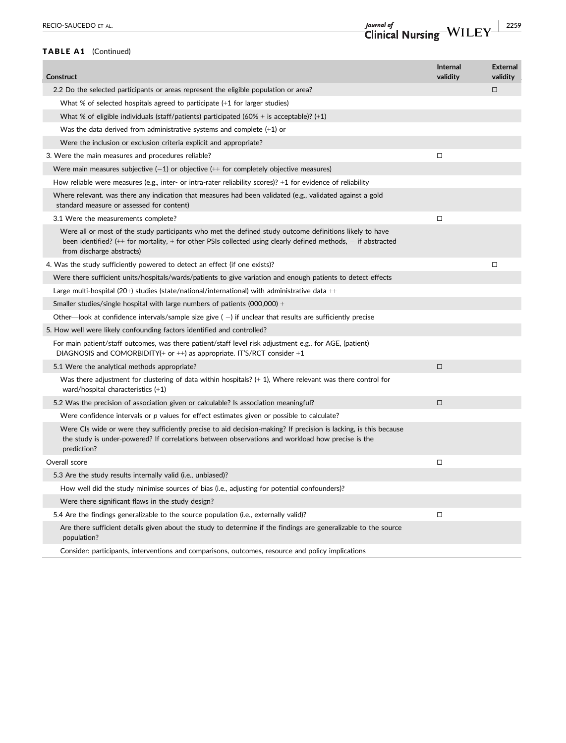**TABLE A1** (Continued)

| Construct | Internal validity | External validity |
|---|---|---|
| 2.2 Do the selected participants or areas represent the eligible population or area? | | ☐ |
| What % of selected hospitals agreed to participate (+1 for larger studies) | | |
| What % of eligible individuals (staff/patients) participated (60% + is acceptable)? (+1) | | |
| Was the data derived from administrative systems and complete (+1) or | | |
| Were the inclusion or exclusion criteria explicit and appropriate? | | |
| 3. Were the main measures and procedures reliable? | ☐ | |
| Were main measures subjective (−1) or objective (++ for completely objective measures) | | |
| How reliable were measures (e.g., inter- or intra-rater reliability scores)? +1 for evidence of reliability | | |
| Where relevant. was there any indication that measures had been validated (e.g., validated against a gold standard measure or assessed for content) | | |
| 3.1 Were the measurements complete? | ☐ | |
| Were all or most of the study participants who met the defined study outcome definitions likely to have been identified? (++ for mortality, + for other PSIs collected using clearly defined methods, − if abstracted from discharge abstracts) | | |
| 4. Was the study sufficiently powered to detect an effect (if one exists)? | | ☐ |
| Were there sufficient units/hospitals/wards/patients to give variation and enough patients to detect effects | | |
| Large multi-hospital (20+) studies (state/national/international) with administrative data ++ | | |
| Smaller studies/single hospital with large numbers of patients (000,000) + | | |
| Other—look at confidence intervals/sample size give ( −) if unclear that results are sufficiently precise | | |
| 5. How well were likely confounding factors identified and controlled? | | |
| For main patient/staff outcomes, was there patient/staff level risk adjustment e.g., for AGE, (patient) DIAGNOSIS and COMORBIDITY(+ or ++) as appropriate. IT'S/RCT consider +1 | | |
| 5.1 Were the analytical methods appropriate? | ☐ | |
| Was there adjustment for clustering of data within hospitals? (+ 1), Where relevant was there control for ward/hospital characteristics (+1) | | |
| 5.2 Was the precision of association given or calculable? Is association meaningful? | ☐ | |
| Were confidence intervals or *p* values for effect estimates given or possible to calculate? | | |
| Were CIs wide or were they sufficiently precise to aid decision-making? If precision is lacking, is this because the study is under-powered? If correlations between observations and workload how precise is the prediction? | | |
| Overall score | ☐ | |
| 5.3 Are the study results internally valid (i.e., unbiased)? | | |
| How well did the study minimise sources of bias (i.e., adjusting for potential confounders)? | | |
| Were there significant flaws in the study design? | | |
| 5.4 Are the findings generalizable to the source population (i.e., externally valid)? | ☐ | |
| Are there sufficient details given about the study to determine if the findings are generalizable to the source population? | | |
| Consider: participants, interventions and comparisons, outcomes, resource and policy implications | | |